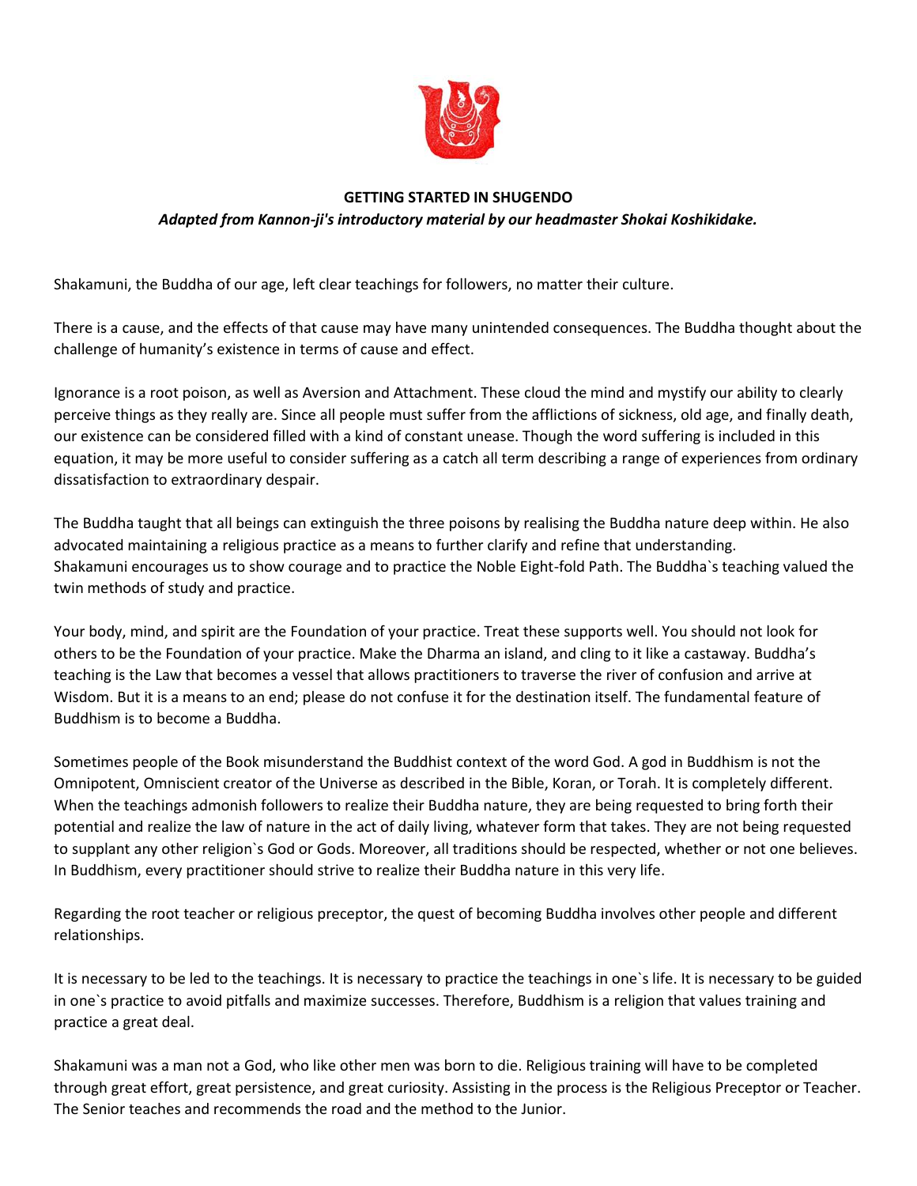**GETTING STARTED IN SHUGENDO**

***Adapted from Kannon-ji's introductory material by our headmaster Shokai Koshikidake.***

Shakamuni, the Buddha of our age, left clear teachings for followers, no matter their culture.

There is a cause, and the effects of that cause may have many unintended consequences. The Buddha thought about the challenge of humanity's existence in terms of cause and effect.

Ignorance is a root poison, as well as Aversion and Attachment. These cloud the mind and mystify our ability to clearly perceive things as they really are. Since all people must suffer from the afflictions of sickness, old age, and finally death, our existence can be considered filled with a kind of constant unease. Though the word suffering is included in this equation, it may be more useful to consider suffering as a catch all term describing a range of experiences from ordinary dissatisfaction to extraordinary despair.

The Buddha taught that all beings can extinguish the three poisons by realising the Buddha nature deep within. He also advocated maintaining a religious practice as a means to further clarify and refine that understanding. Shakamuni encourages us to show courage and to practice the Noble Eight-fold Path. The Buddha`s teaching valued the twin methods of study and practice.

Your body, mind, and spirit are the Foundation of your practice. Treat these supports well. You should not look for others to be the Foundation of your practice. Make the Dharma an island, and cling to it like a castaway. Buddha's teaching is the Law that becomes a vessel that allows practitioners to traverse the river of confusion and arrive at Wisdom. But it is a means to an end; please do not confuse it for the destination itself. The fundamental feature of Buddhism is to become a Buddha.

Sometimes people of the Book misunderstand the Buddhist context of the word God. A god in Buddhism is not the Omnipotent, Omniscient creator of the Universe as described in the Bible, Koran, or Torah. It is completely different. When the teachings admonish followers to realize their Buddha nature, they are being requested to bring forth their potential and realize the law of nature in the act of daily living, whatever form that takes. They are not being requested to supplant any other religion`s God or Gods. Moreover, all traditions should be respected, whether or not one believes. In Buddhism, every practitioner should strive to realize their Buddha nature in this very life.

Regarding the root teacher or religious preceptor, the quest of becoming Buddha involves other people and different relationships.

It is necessary to be led to the teachings. It is necessary to practice the teachings in one`s life. It is necessary to be guided in one`s practice to avoid pitfalls and maximize successes. Therefore, Buddhism is a religion that values training and practice a great deal.

Shakamuni was a man not a God, who like other men was born to die. Religious training will have to be completed through great effort, great persistence, and great curiosity. Assisting in the process is the Religious Preceptor or Teacher. The Senior teaches and recommends the road and the method to the Junior.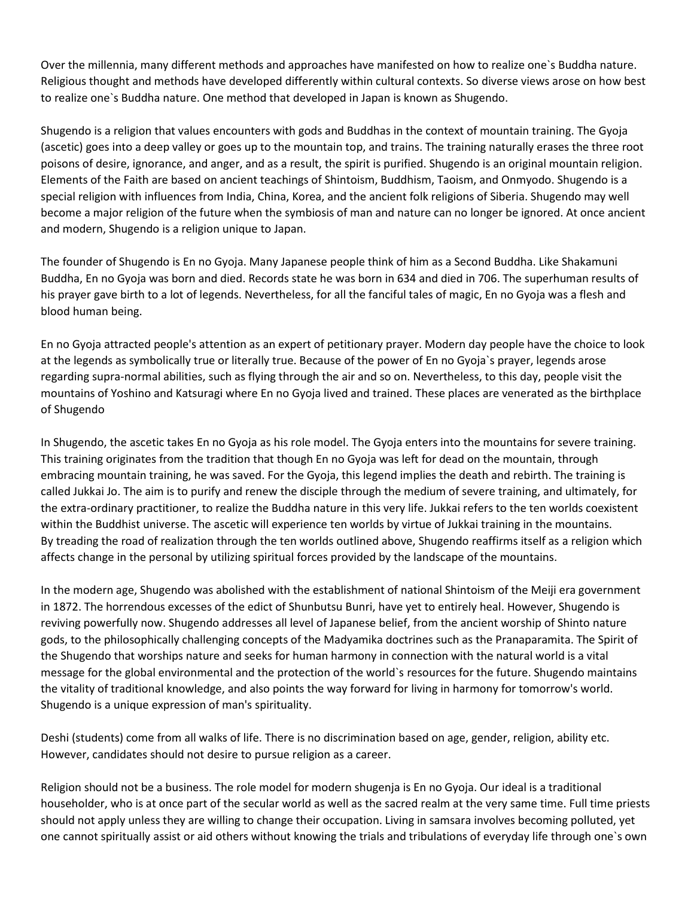Over the millennia, many different methods and approaches have manifested on how to realize one`s Buddha nature. Religious thought and methods have developed differently within cultural contexts. So diverse views arose on how best to realize one`s Buddha nature. One method that developed in Japan is known as Shugendo.

Shugendo is a religion that values encounters with gods and Buddhas in the context of mountain training. The Gyoja (ascetic) goes into a deep valley or goes up to the mountain top, and trains. The training naturally erases the three root poisons of desire, ignorance, and anger, and as a result, the spirit is purified. Shugendo is an original mountain religion. Elements of the Faith are based on ancient teachings of Shintoism, Buddhism, Taoism, and Onmyodo. Shugendo is a special religion with influences from India, China, Korea, and the ancient folk religions of Siberia. Shugendo may well become a major religion of the future when the symbiosis of man and nature can no longer be ignored. At once ancient and modern, Shugendo is a religion unique to Japan.

The founder of Shugendo is En no Gyoja. Many Japanese people think of him as a Second Buddha. Like Shakamuni Buddha, En no Gyoja was born and died. Records state he was born in 634 and died in 706. The superhuman results of his prayer gave birth to a lot of legends. Nevertheless, for all the fanciful tales of magic, En no Gyoja was a flesh and blood human being.

En no Gyoja attracted people's attention as an expert of petitionary prayer. Modern day people have the choice to look at the legends as symbolically true or literally true. Because of the power of En no Gyoja`s prayer, legends arose regarding supra-normal abilities, such as flying through the air and so on. Nevertheless, to this day, people visit the mountains of Yoshino and Katsuragi where En no Gyoja lived and trained. These places are venerated as the birthplace of Shugendo

In Shugendo, the ascetic takes En no Gyoja as his role model. The Gyoja enters into the mountains for severe training. This training originates from the tradition that though En no Gyoja was left for dead on the mountain, through embracing mountain training, he was saved. For the Gyoja, this legend implies the death and rebirth. The training is called Jukkai Jo. The aim is to purify and renew the disciple through the medium of severe training, and ultimately, for the extra-ordinary practitioner, to realize the Buddha nature in this very life. Jukkai refers to the ten worlds coexistent within the Buddhist universe. The ascetic will experience ten worlds by virtue of Jukkai training in the mountains. By treading the road of realization through the ten worlds outlined above, Shugendo reaffirms itself as a religion which affects change in the personal by utilizing spiritual forces provided by the landscape of the mountains.

In the modern age, Shugendo was abolished with the establishment of national Shintoism of the Meiji era government in 1872. The horrendous excesses of the edict of Shunbutsu Bunri, have yet to entirely heal. However, Shugendo is reviving powerfully now. Shugendo addresses all level of Japanese belief, from the ancient worship of Shinto nature gods, to the philosophically challenging concepts of the Madyamika doctrines such as the Pranaparamita. The Spirit of the Shugendo that worships nature and seeks for human harmony in connection with the natural world is a vital message for the global environmental and the protection of the world`s resources for the future. Shugendo maintains the vitality of traditional knowledge, and also points the way forward for living in harmony for tomorrow's world. Shugendo is a unique expression of man's spirituality.

Deshi (students) come from all walks of life. There is no discrimination based on age, gender, religion, ability etc. However, candidates should not desire to pursue religion as a career.

Religion should not be a business. The role model for modern shugenja is En no Gyoja. Our ideal is a traditional householder, who is at once part of the secular world as well as the sacred realm at the very same time. Full time priests should not apply unless they are willing to change their occupation. Living in samsara involves becoming polluted, yet one cannot spiritually assist or aid others without knowing the trials and tribulations of everyday life through one`s own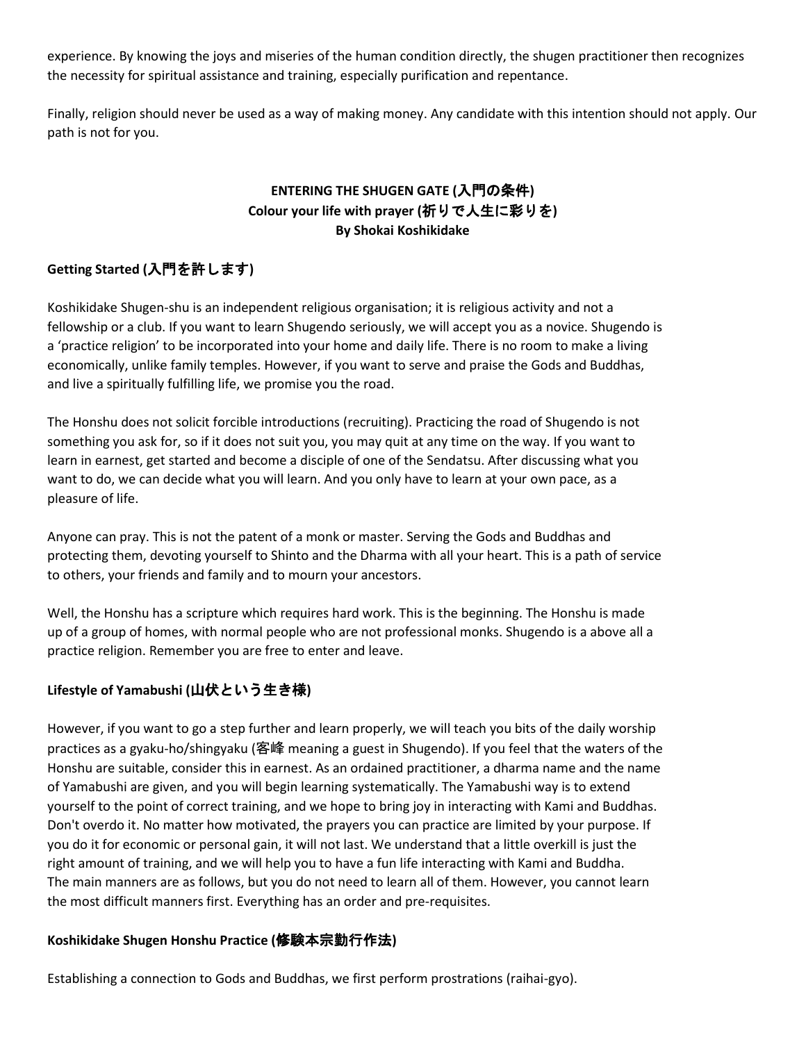experience. By knowing the joys and miseries of the human condition directly, the shugen practitioner then recognizes the necessity for spiritual assistance and training, especially purification and repentance.

Finally, religion should never be used as a way of making money. Any candidate with this intention should not apply. Our path is not for you.

## ENTERING THE SHUGEN GATE (入門の条件)
## Colour your life with prayer (祈りで人生に彩りを)
## By Shokai Koshikidake

### Getting Started (入門を許します)

Koshikidake Shugen-shu is an independent religious organisation; it is religious activity and not a fellowship or a club. If you want to learn Shugendo seriously, we will accept you as a novice. Shugendo is a 'practice religion' to be incorporated into your home and daily life. There is no room to make a living economically, unlike family temples. However, if you want to serve and praise the Gods and Buddhas, and live a spiritually fulfilling life, we promise you the road.

The Honshu does not solicit forcible introductions (recruiting). Practicing the road of Shugendo is not something you ask for, so if it does not suit you, you may quit at any time on the way. If you want to learn in earnest, get started and become a disciple of one of the Sendatsu. After discussing what you want to do, we can decide what you will learn. And you only have to learn at your own pace, as a pleasure of life.

Anyone can pray. This is not the patent of a monk or master. Serving the Gods and Buddhas and protecting them, devoting yourself to Shinto and the Dharma with all your heart. This is a path of service to others, your friends and family and to mourn your ancestors.

Well, the Honshu has a scripture which requires hard work. This is the beginning. The Honshu is made up of a group of homes, with normal people who are not professional monks. Shugendo is a above all a practice religion. Remember you are free to enter and leave.

### Lifestyle of Yamabushi (山伏という生き様)

However, if you want to go a step further and learn properly, we will teach you bits of the daily worship practices as a gyaku-ho/shingyaku (客峰 meaning a guest in Shugendo). If you feel that the waters of the Honshu are suitable, consider this in earnest. As an ordained practitioner, a dharma name and the name of Yamabushi are given, and you will begin learning systematically. The Yamabushi way is to extend yourself to the point of correct training, and we hope to bring joy in interacting with Kami and Buddhas. Don't overdo it. No matter how motivated, the prayers you can practice are limited by your purpose. If you do it for economic or personal gain, it will not last. We understand that a little overkill is just the right amount of training, and we will help you to have a fun life interacting with Kami and Buddha. The main manners are as follows, but you do not need to learn all of them. However, you cannot learn the most difficult manners first. Everything has an order and pre-requisites.

### Koshikidake Shugen Honshu Practice (修験本宗勤行作法)

Establishing a connection to Gods and Buddhas, we first perform prostrations (raihai-gyo).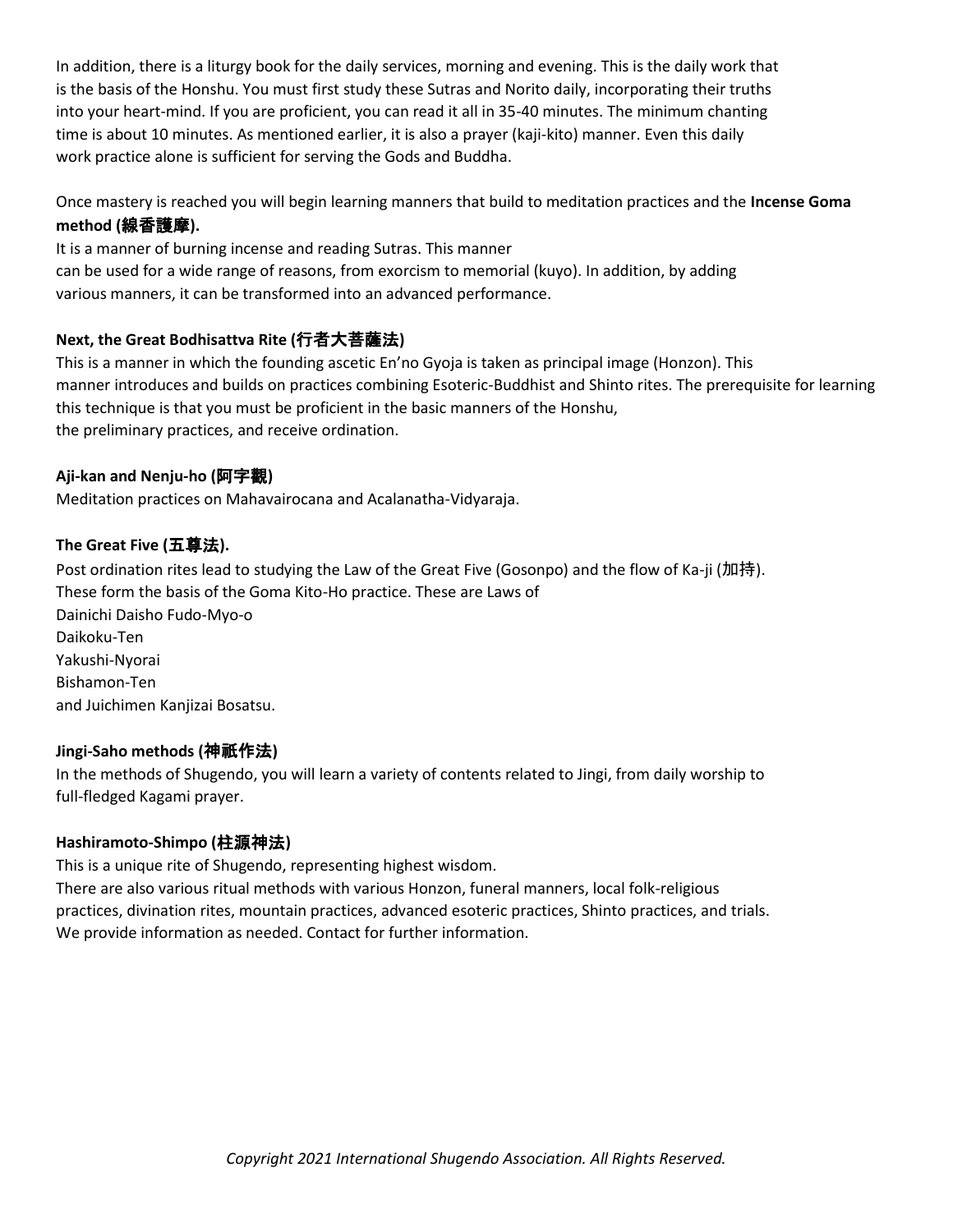In addition, there is a liturgy book for the daily services, morning and evening. This is the daily work that is the basis of the Honshu. You must first study these Sutras and Norito daily, incorporating their truths into your heart-mind. If you are proficient, you can read it all in 35-40 minutes. The minimum chanting time is about 10 minutes. As mentioned earlier, it is also a prayer (kaji-kito) manner. Even this daily work practice alone is sufficient for serving the Gods and Buddha.

Once mastery is reached you will begin learning manners that build to meditation practices and the **Incense Goma method (線香護摩).**

It is a manner of burning incense and reading Sutras. This manner can be used for a wide range of reasons, from exorcism to memorial (kuyo). In addition, by adding various manners, it can be transformed into an advanced performance.

**Next, the Great Bodhisattva Rite (行者大菩薩法)**

This is a manner in which the founding ascetic En'no Gyoja is taken as principal image (Honzon). This manner introduces and builds on practices combining Esoteric-Buddhist and Shinto rites. The prerequisite for learning this technique is that you must be proficient in the basic manners of the Honshu, the preliminary practices, and receive ordination.

**Aji-kan and Nenju-ho (阿字觀)**

Meditation practices on Mahavairocana and Acalanatha-Vidyaraja.

**The Great Five (五尊法).**

Post ordination rites lead to studying the Law of the Great Five (Gosonpo) and the flow of Ka-ji (加持). These form the basis of the Goma Kito-Ho practice. These are Laws of
Dainichi Daisho Fudo-Myo-o
Daikoku-Ten
Yakushi-Nyorai
Bishamon-Ten
and Juichimen Kanjizai Bosatsu.

**Jingi-Saho methods (神祇作法)**

In the methods of Shugendo, you will learn a variety of contents related to Jingi, from daily worship to full-fledged Kagami prayer.

**Hashiramoto-Shimpo (柱源神法)**

This is a unique rite of Shugendo, representing highest wisdom.
There are also various ritual methods with various Honzon, funeral manners, local folk-religious practices, divination rites, mountain practices, advanced esoteric practices, Shinto practices, and trials. We provide information as needed. Contact for further information.

*Copyright 2021 International Shugendo Association. All Rights Reserved.*